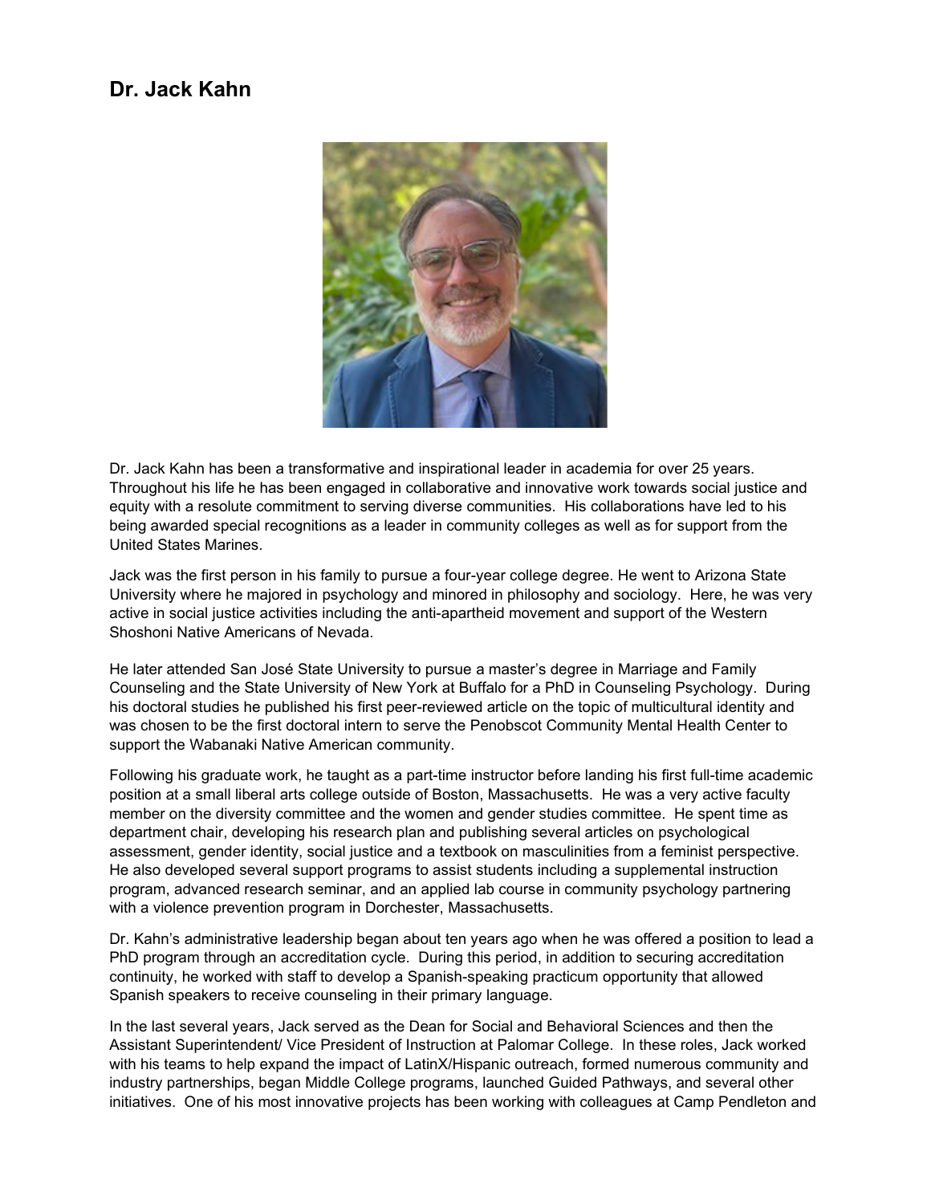# Dr. Jack Kahn

Dr. Jack Kahn has been a transformative and inspirational leader in academia for over 25 years. Throughout his life he has been engaged in collaborative and innovative work towards social justice and equity with a resolute commitment to serving diverse communities. His collaborations have led to his being awarded special recognitions as a leader in community colleges as well as for support from the United States Marines.

Jack was the first person in his family to pursue a four-year college degree. He went to Arizona State University where he majored in psychology and minored in philosophy and sociology. Here, he was very active in social justice activities including the anti-apartheid movement and support of the Western Shoshoni Native Americans of Nevada.

He later attended San José State University to pursue a master's degree in Marriage and Family Counseling and the State University of New York at Buffalo for a PhD in Counseling Psychology. During his doctoral studies he published his first peer-reviewed article on the topic of multicultural identity and was chosen to be the first doctoral intern to serve the Penobscot Community Mental Health Center to support the Wabanaki Native American community.

Following his graduate work, he taught as a part-time instructor before landing his first full-time academic position at a small liberal arts college outside of Boston, Massachusetts. He was a very active faculty member on the diversity committee and the women and gender studies committee. He spent time as department chair, developing his research plan and publishing several articles on psychological assessment, gender identity, social justice and a textbook on masculinities from a feminist perspective. He also developed several support programs to assist students including a supplemental instruction program, advanced research seminar, and an applied lab course in community psychology partnering with a violence prevention program in Dorchester, Massachusetts.

Dr. Kahn's administrative leadership began about ten years ago when he was offered a position to lead a PhD program through an accreditation cycle. During this period, in addition to securing accreditation continuity, he worked with staff to develop a Spanish-speaking practicum opportunity that allowed Spanish speakers to receive counseling in their primary language.

In the last several years, Jack served as the Dean for Social and Behavioral Sciences and then the Assistant Superintendent/ Vice President of Instruction at Palomar College. In these roles, Jack worked with his teams to help expand the impact of LatinX/Hispanic outreach, formed numerous community and industry partnerships, began Middle College programs, launched Guided Pathways, and several other initiatives. One of his most innovative projects has been working with colleagues at Camp Pendleton and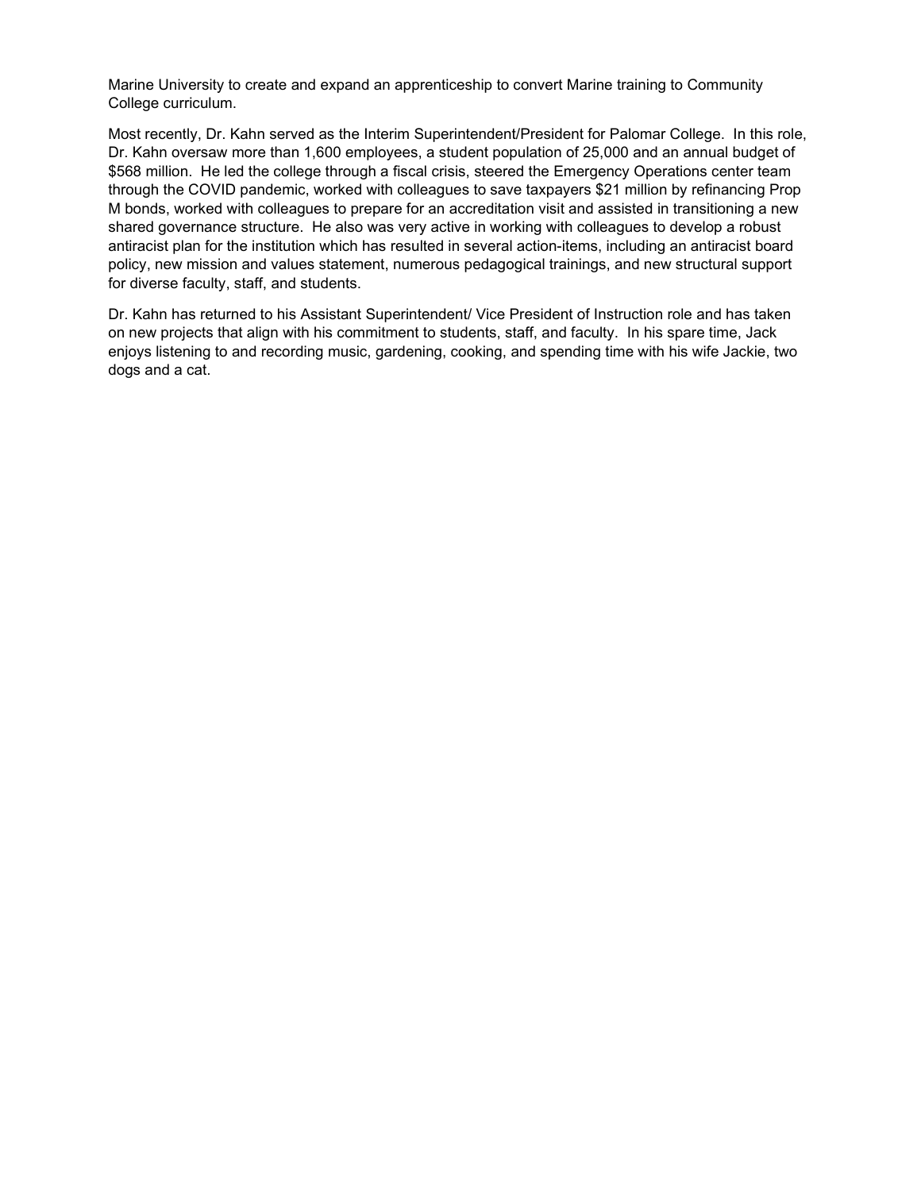Marine University to create and expand an apprenticeship to convert Marine training to Community College curriculum.

Most recently, Dr. Kahn served as the Interim Superintendent/President for Palomar College. In this role, Dr. Kahn oversaw more than 1,600 employees, a student population of 25,000 and an annual budget of $568 million. He led the college through a fiscal crisis, steered the Emergency Operations center team through the COVID pandemic, worked with colleagues to save taxpayers $21 million by refinancing Prop M bonds, worked with colleagues to prepare for an accreditation visit and assisted in transitioning a new shared governance structure. He also was very active in working with colleagues to develop a robust antiracist plan for the institution which has resulted in several action-items, including an antiracist board policy, new mission and values statement, numerous pedagogical trainings, and new structural support for diverse faculty, staff, and students.

Dr. Kahn has returned to his Assistant Superintendent/ Vice President of Instruction role and has taken on new projects that align with his commitment to students, staff, and faculty. In his spare time, Jack enjoys listening to and recording music, gardening, cooking, and spending time with his wife Jackie, two dogs and a cat.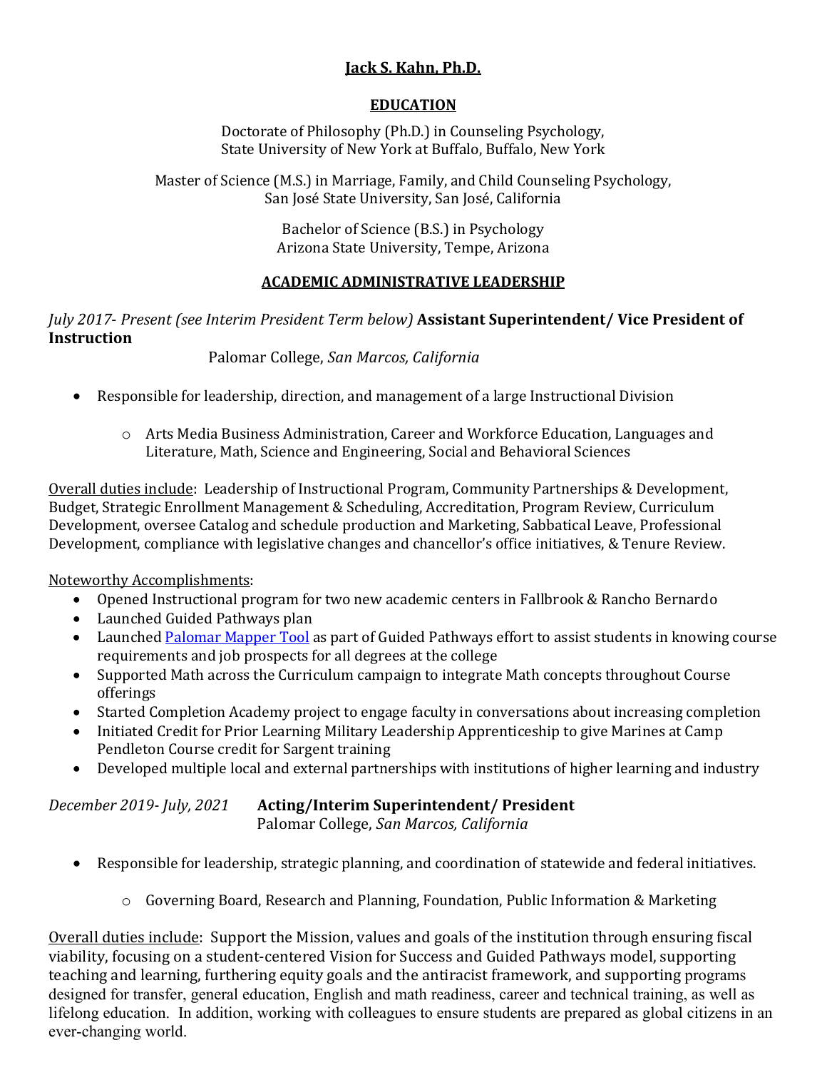# Jack S. Kahn, Ph.D.

## EDUCATION

Doctorate of Philosophy (Ph.D.) in Counseling Psychology,
State University of New York at Buffalo, Buffalo, New York

Master of Science (M.S.) in Marriage, Family, and Child Counseling Psychology,
San José State University, San José, California

Bachelor of Science (B.S.) in Psychology
Arizona State University, Tempe, Arizona

## ACADEMIC ADMINISTRATIVE LEADERSHIP

*July 2017- Present (see Interim President Term below)* **Assistant Superintendent/ Vice President of Instruction**
Palomar College, *San Marcos, California*

- Responsible for leadership, direction, and management of a large Instructional Division
  - Arts Media Business Administration, Career and Workforce Education, Languages and Literature, Math, Science and Engineering, Social and Behavioral Sciences

Overall duties include: Leadership of Instructional Program, Community Partnerships & Development, Budget, Strategic Enrollment Management & Scheduling, Accreditation, Program Review, Curriculum Development, oversee Catalog and schedule production and Marketing, Sabbatical Leave, Professional Development, compliance with legislative changes and chancellor's office initiatives, & Tenure Review.

Noteworthy Accomplishments:

- Opened Instructional program for two new academic centers in Fallbrook & Rancho Bernardo
- Launched Guided Pathways plan
- Launched Palomar Mapper Tool as part of Guided Pathways effort to assist students in knowing course requirements and job prospects for all degrees at the college
- Supported Math across the Curriculum campaign to integrate Math concepts throughout Course offerings
- Started Completion Academy project to engage faculty in conversations about increasing completion
- Initiated Credit for Prior Learning Military Leadership Apprenticeship to give Marines at Camp Pendleton Course credit for Sargent training
- Developed multiple local and external partnerships with institutions of higher learning and industry

*December 2019- July, 2021* **Acting/Interim Superintendent/ President**
Palomar College, *San Marcos, California*

- Responsible for leadership, strategic planning, and coordination of statewide and federal initiatives.
  - Governing Board, Research and Planning, Foundation, Public Information & Marketing

Overall duties include: Support the Mission, values and goals of the institution through ensuring fiscal viability, focusing on a student-centered Vision for Success and Guided Pathways model, supporting teaching and learning, furthering equity goals and the antiracist framework, and supporting programs designed for transfer, general education, English and math readiness, career and technical training, as well as lifelong education. In addition, working with colleagues to ensure students are prepared as global citizens in an ever-changing world.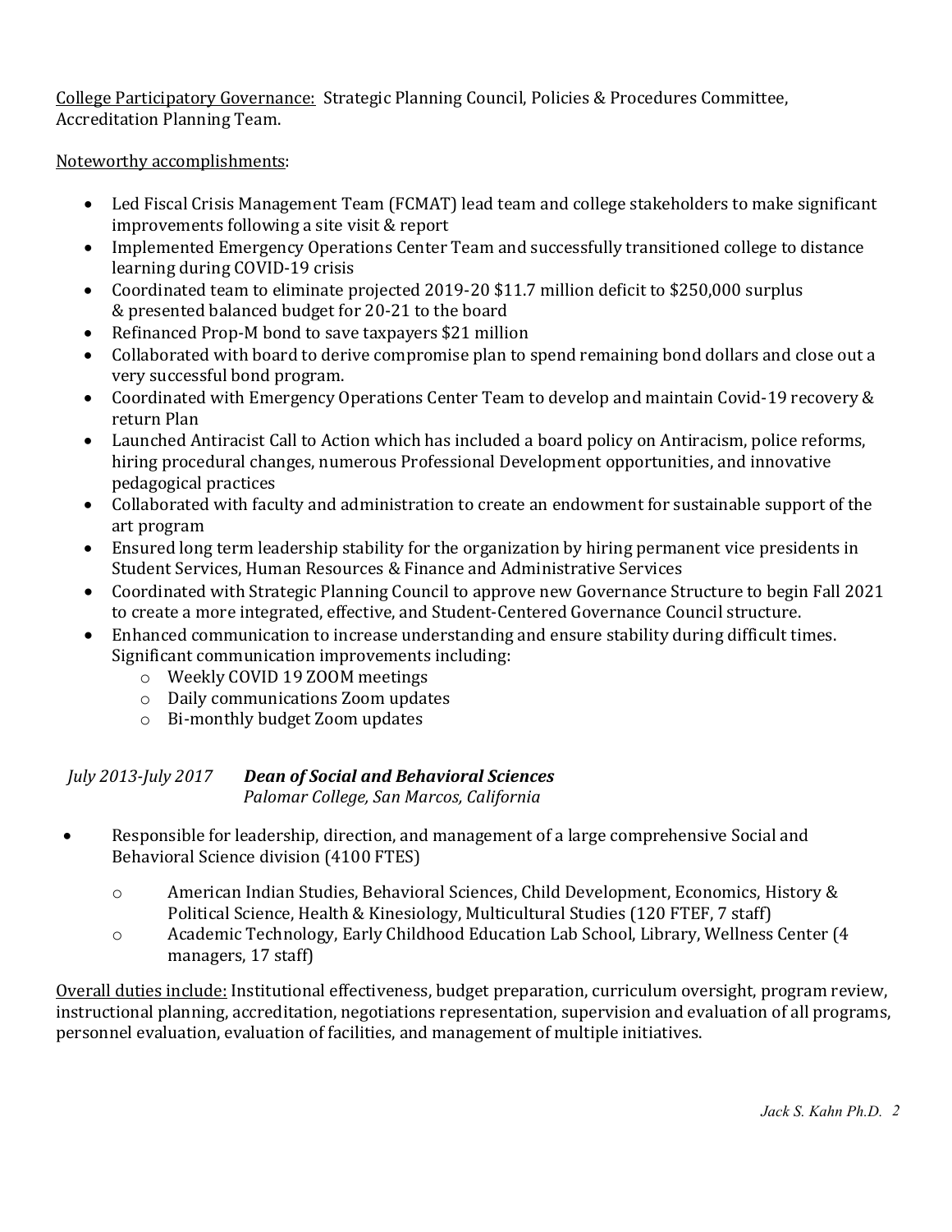<u>College Participatory Governance:</u> Strategic Planning Council, Policies & Procedures Committee, Accreditation Planning Team.

<u>Noteworthy accomplishments</u>:

- Led Fiscal Crisis Management Team (FCMAT) lead team and college stakeholders to make significant improvements following a site visit & report
- Implemented Emergency Operations Center Team and successfully transitioned college to distance learning during COVID-19 crisis
- Coordinated team to eliminate projected 2019-20 $11.7 million deficit to $250,000 surplus & presented balanced budget for 20-21 to the board
- Refinanced Prop-M bond to save taxpayers $21 million
- Collaborated with board to derive compromise plan to spend remaining bond dollars and close out a very successful bond program.
- Coordinated with Emergency Operations Center Team to develop and maintain Covid-19 recovery & return Plan
- Launched Antiracist Call to Action which has included a board policy on Antiracism, police reforms, hiring procedural changes, numerous Professional Development opportunities, and innovative pedagogical practices
- Collaborated with faculty and administration to create an endowment for sustainable support of the art program
- Ensured long term leadership stability for the organization by hiring permanent vice presidents in Student Services, Human Resources & Finance and Administrative Services
- Coordinated with Strategic Planning Council to approve new Governance Structure to begin Fall 2021 to create a more integrated, effective, and Student-Centered Governance Council structure.
- Enhanced communication to increase understanding and ensure stability during difficult times. Significant communication improvements including:
  - Weekly COVID 19 ZOOM meetings
  - Daily communications Zoom updates
  - Bi-monthly budget Zoom updates

*July 2013-July 2017* ***Dean of Social and Behavioral Sciences***
*Palomar College, San Marcos, California*

- Responsible for leadership, direction, and management of a large comprehensive Social and Behavioral Science division (4100 FTES)
  - American Indian Studies, Behavioral Sciences, Child Development, Economics, History & Political Science, Health & Kinesiology, Multicultural Studies (120 FTEF, 7 staff)
  - Academic Technology, Early Childhood Education Lab School, Library, Wellness Center (4 managers, 17 staff)

<u>Overall duties include:</u> Institutional effectiveness, budget preparation, curriculum oversight, program review, instructional planning, accreditation, negotiations representation, supervision and evaluation of all programs, personnel evaluation, evaluation of facilities, and management of multiple initiatives.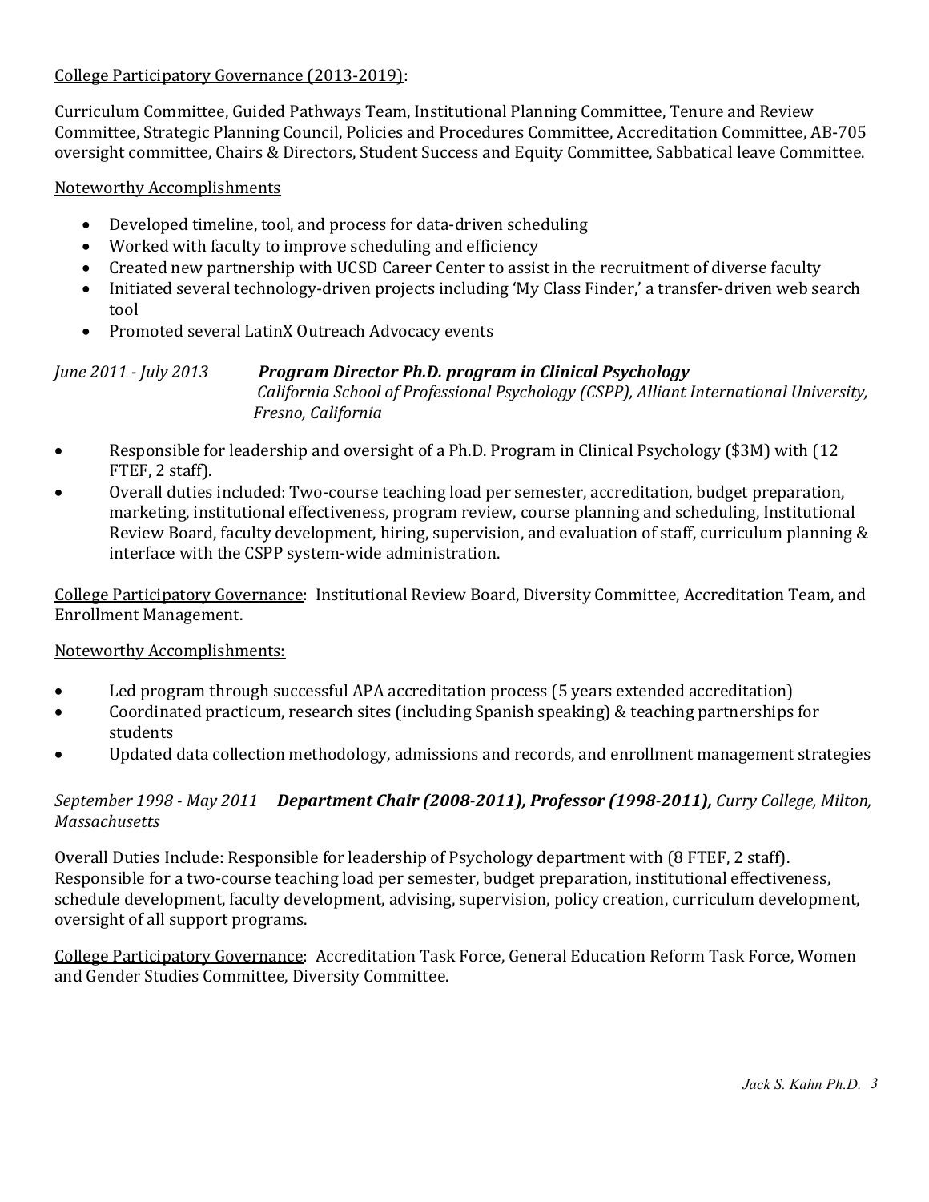College Participatory Governance (2013-2019):

Curriculum Committee, Guided Pathways Team, Institutional Planning Committee, Tenure and Review Committee, Strategic Planning Council, Policies and Procedures Committee, Accreditation Committee, AB-705 oversight committee, Chairs & Directors, Student Success and Equity Committee, Sabbatical leave Committee.

Noteworthy Accomplishments

- Developed timeline, tool, and process for data-driven scheduling
- Worked with faculty to improve scheduling and efficiency
- Created new partnership with UCSD Career Center to assist in the recruitment of diverse faculty
- Initiated several technology-driven projects including 'My Class Finder,' a transfer-driven web search tool
- Promoted several LatinX Outreach Advocacy events

*June 2011 - July 2013* ***Program Director Ph.D. program in Clinical Psychology***
*California School of Professional Psychology (CSPP), Alliant International University, Fresno, California*

- Responsible for leadership and oversight of a Ph.D. Program in Clinical Psychology ($3M) with (12 FTEF, 2 staff).
- Overall duties included: Two-course teaching load per semester, accreditation, budget preparation, marketing, institutional effectiveness, program review, course planning and scheduling, Institutional Review Board, faculty development, hiring, supervision, and evaluation of staff, curriculum planning & interface with the CSPP system-wide administration.

College Participatory Governance: Institutional Review Board, Diversity Committee, Accreditation Team, and Enrollment Management.

Noteworthy Accomplishments:

- Led program through successful APA accreditation process (5 years extended accreditation)
- Coordinated practicum, research sites (including Spanish speaking) & teaching partnerships for students
- Updated data collection methodology, admissions and records, and enrollment management strategies

*September 1998 - May 2011* ***Department Chair (2008-2011), Professor (1998-2011),*** *Curry College, Milton, Massachusetts*

Overall Duties Include: Responsible for leadership of Psychology department with (8 FTEF, 2 staff). Responsible for a two-course teaching load per semester, budget preparation, institutional effectiveness, schedule development, faculty development, advising, supervision, policy creation, curriculum development, oversight of all support programs.

College Participatory Governance: Accreditation Task Force, General Education Reform Task Force, Women and Gender Studies Committee, Diversity Committee.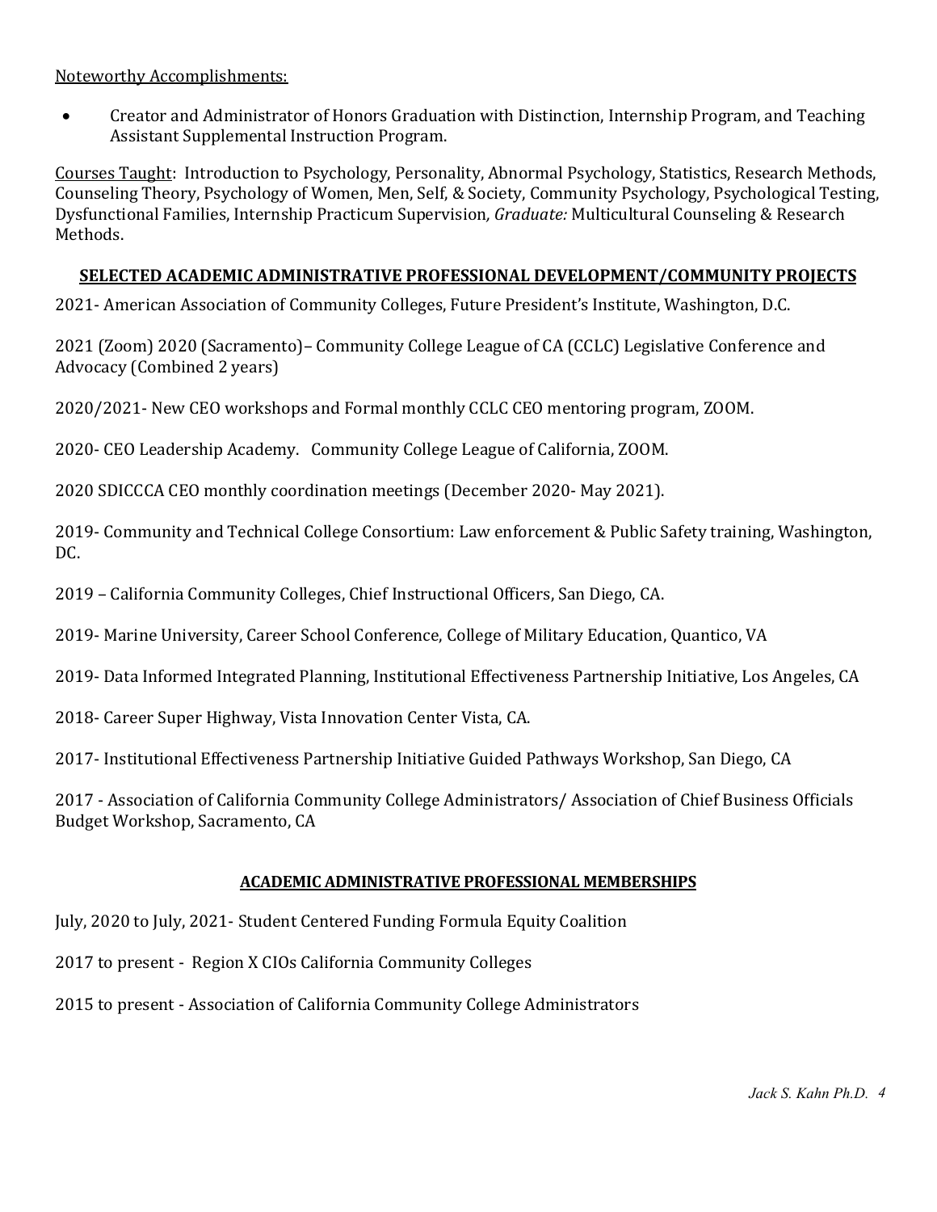Noteworthy Accomplishments:

- Creator and Administrator of Honors Graduation with Distinction, Internship Program, and Teaching Assistant Supplemental Instruction Program.

Courses Taught: Introduction to Psychology, Personality, Abnormal Psychology, Statistics, Research Methods, Counseling Theory, Psychology of Women, Men, Self, & Society, Community Psychology, Psychological Testing, Dysfunctional Families, Internship Practicum Supervision, *Graduate:* Multicultural Counseling & Research Methods.

## SELECTED ACADEMIC ADMINISTRATIVE PROFESSIONAL DEVELOPMENT/COMMUNITY PROJECTS

2021- American Association of Community Colleges, Future President's Institute, Washington, D.C.

2021 (Zoom) 2020 (Sacramento)– Community College League of CA (CCLC) Legislative Conference and Advocacy (Combined 2 years)

2020/2021- New CEO workshops and Formal monthly CCLC CEO mentoring program, ZOOM.

2020- CEO Leadership Academy. Community College League of California, ZOOM.

2020 SDICCCA CEO monthly coordination meetings (December 2020- May 2021).

2019- Community and Technical College Consortium: Law enforcement & Public Safety training, Washington, DC.

2019 – California Community Colleges, Chief Instructional Officers, San Diego, CA.

2019- Marine University, Career School Conference, College of Military Education, Quantico, VA

2019- Data Informed Integrated Planning, Institutional Effectiveness Partnership Initiative, Los Angeles, CA

2018- Career Super Highway, Vista Innovation Center Vista, CA.

2017- Institutional Effectiveness Partnership Initiative Guided Pathways Workshop, San Diego, CA

2017 - Association of California Community College Administrators/ Association of Chief Business Officials Budget Workshop, Sacramento, CA

## ACADEMIC ADMINISTRATIVE PROFESSIONAL MEMBERSHIPS

July, 2020 to July, 2021- Student Centered Funding Formula Equity Coalition

2017 to present - Region X CIOs California Community Colleges

2015 to present - Association of California Community College Administrators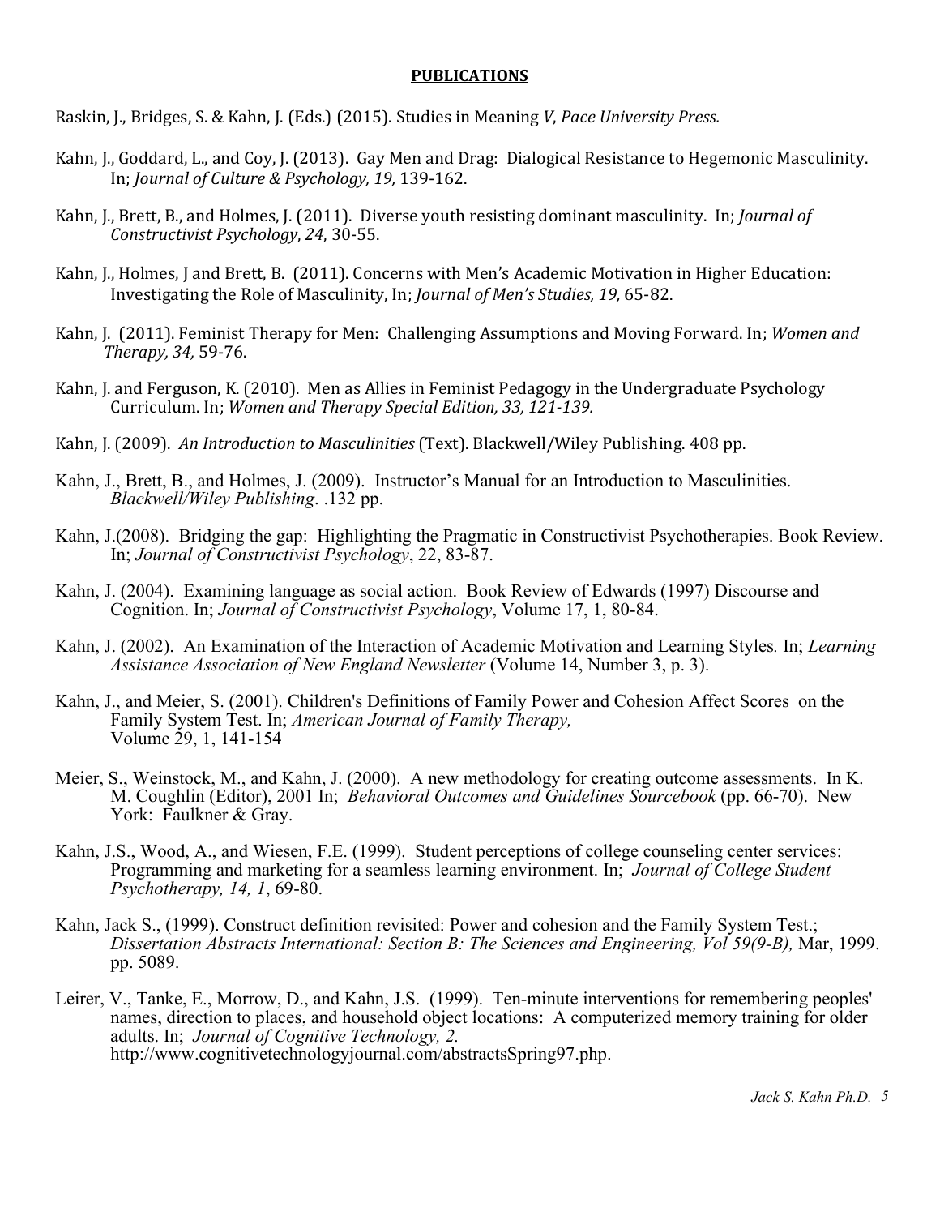## PUBLICATIONS

Raskin, J., Bridges, S. & Kahn, J. (Eds.) (2015). Studies in Meaning *V*, *Pace University Press.*

Kahn, J., Goddard, L., and Coy, J. (2013). Gay Men and Drag: Dialogical Resistance to Hegemonic Masculinity. In; *Journal of Culture & Psychology, 19,* 139-162.

Kahn, J., Brett, B., and Holmes, J. (2011). Diverse youth resisting dominant masculinity. In; *Journal of Constructivist Psychology*, *24*, 30-55.

Kahn, J., Holmes, J and Brett, B. (2011). Concerns with Men's Academic Motivation in Higher Education: Investigating the Role of Masculinity, In; *Journal of Men's Studies, 19,* 65-82.

Kahn, J. (2011). Feminist Therapy for Men: Challenging Assumptions and Moving Forward. In; *Women and Therapy, 34,* 59-76.

Kahn, J. and Ferguson, K. (2010). Men as Allies in Feminist Pedagogy in the Undergraduate Psychology Curriculum. In; *Women and Therapy Special Edition, 33, 121-139.*

Kahn, J. (2009). *An Introduction to Masculinities* (Text). Blackwell/Wiley Publishing. 408 pp.

Kahn, J., Brett, B., and Holmes, J. (2009). Instructor's Manual for an Introduction to Masculinities. *Blackwell/Wiley Publishing*. .132 pp.

Kahn, J.(2008). Bridging the gap: Highlighting the Pragmatic in Constructivist Psychotherapies. Book Review. In; *Journal of Constructivist Psychology*, 22, 83-87.

Kahn, J. (2004). Examining language as social action. Book Review of Edwards (1997) Discourse and Cognition. In; *Journal of Constructivist Psychology*, Volume 17, 1, 80-84.

Kahn, J. (2002). An Examination of the Interaction of Academic Motivation and Learning Styles. In; *Learning Assistance Association of New England Newsletter* (Volume 14, Number 3, p. 3).

Kahn, J., and Meier, S. (2001). Children's Definitions of Family Power and Cohesion Affect Scores on the Family System Test. In; *American Journal of Family Therapy,* Volume 29, 1, 141-154

Meier, S., Weinstock, M., and Kahn, J. (2000). A new methodology for creating outcome assessments. In K. M. Coughlin (Editor), 2001 In; *Behavioral Outcomes and Guidelines Sourcebook* (pp. 66-70). New York: Faulkner & Gray.

Kahn, J.S., Wood, A., and Wiesen, F.E. (1999). Student perceptions of college counseling center services: Programming and marketing for a seamless learning environment. In; *Journal of College Student Psychotherapy, 14, 1*, 69-80.

Kahn, Jack S., (1999). Construct definition revisited: Power and cohesion and the Family System Test.; *Dissertation Abstracts International: Section B: The Sciences and Engineering, Vol 59(9-B),* Mar, 1999. pp. 5089.

Leirer, V., Tanke, E., Morrow, D., and Kahn, J.S. (1999). Ten-minute interventions for remembering peoples' names, direction to places, and household object locations: A computerized memory training for older adults. In; *Journal of Cognitive Technology, 2.* http://www.cognitivetechnologyjournal.com/abstractsSpring97.php.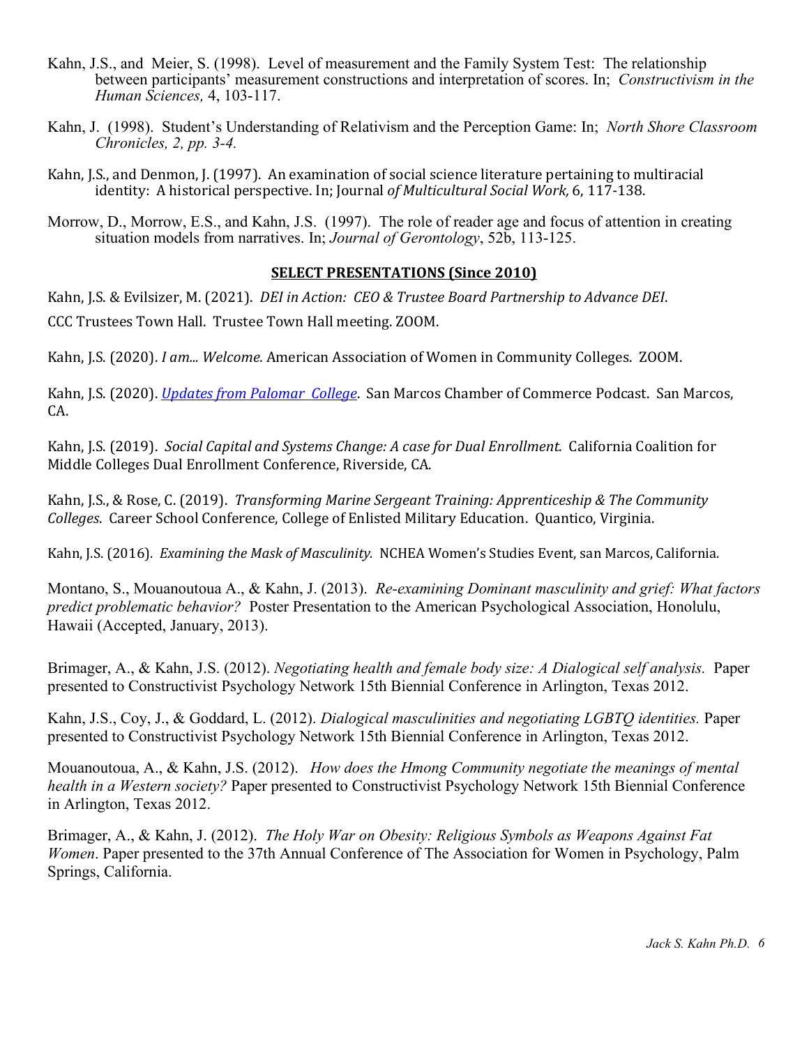Kahn, J.S., and Meier, S. (1998). Level of measurement and the Family System Test: The relationship between participants' measurement constructions and interpretation of scores. In; *Constructivism in the Human Sciences,* 4, 103-117.

Kahn, J. (1998). Student's Understanding of Relativism and the Perception Game: In; *North Shore Classroom Chronicles, 2, pp. 3-4.*

Kahn, J.S., and Denmon, J. (1997). An examination of social science literature pertaining to multiracial identity: A historical perspective. In; Journal *of Multicultural Social Work,* 6, 117-138.

Morrow, D., Morrow, E.S., and Kahn, J.S. (1997). The role of reader age and focus of attention in creating situation models from narratives. In; *Journal of Gerontology*, 52b, 113-125.

## SELECT PRESENTATIONS (Since 2010)

Kahn, J.S. & Evilsizer, M. (2021). *DEI in Action: CEO & Trustee Board Partnership to Advance DEI*.

CCC Trustees Town Hall. Trustee Town Hall meeting. ZOOM.

Kahn, J.S. (2020). *I am... Welcome.* American Association of Women in Community Colleges. ZOOM.

Kahn, J.S. (2020). *Updates from Palomar College*. San Marcos Chamber of Commerce Podcast. San Marcos, CA.

Kahn, J.S. (2019). *Social Capital and Systems Change: A case for Dual Enrollment.* California Coalition for Middle Colleges Dual Enrollment Conference, Riverside, CA.

Kahn, J.S., & Rose, C. (2019). *Transforming Marine Sergeant Training: Apprenticeship & The Community Colleges*. Career School Conference, College of Enlisted Military Education. Quantico, Virginia.

Kahn, J.S. (2016). *Examining the Mask of Masculinity.* NCHEA Women's Studies Event, san Marcos, California.

Montano, S., Mouanoutoua A., & Kahn, J. (2013). *Re-examining Dominant masculinity and grief: What factors predict problematic behavior?* Poster Presentation to the American Psychological Association, Honolulu, Hawaii (Accepted, January, 2013).

Brimager, A., & Kahn, J.S. (2012). *Negotiating health and female body size: A Dialogical self analysis.* Paper presented to Constructivist Psychology Network 15th Biennial Conference in Arlington, Texas 2012.

Kahn, J.S., Coy, J., & Goddard, L. (2012). *Dialogical masculinities and negotiating LGBTQ identities.* Paper presented to Constructivist Psychology Network 15th Biennial Conference in Arlington, Texas 2012.

Mouanoutoua, A., & Kahn, J.S. (2012). *How does the Hmong Community negotiate the meanings of mental health in a Western society?* Paper presented to Constructivist Psychology Network 15th Biennial Conference in Arlington, Texas 2012.

Brimager, A., & Kahn, J. (2012). *The Holy War on Obesity: Religious Symbols as Weapons Against Fat Women*. Paper presented to the 37th Annual Conference of The Association for Women in Psychology, Palm Springs, California.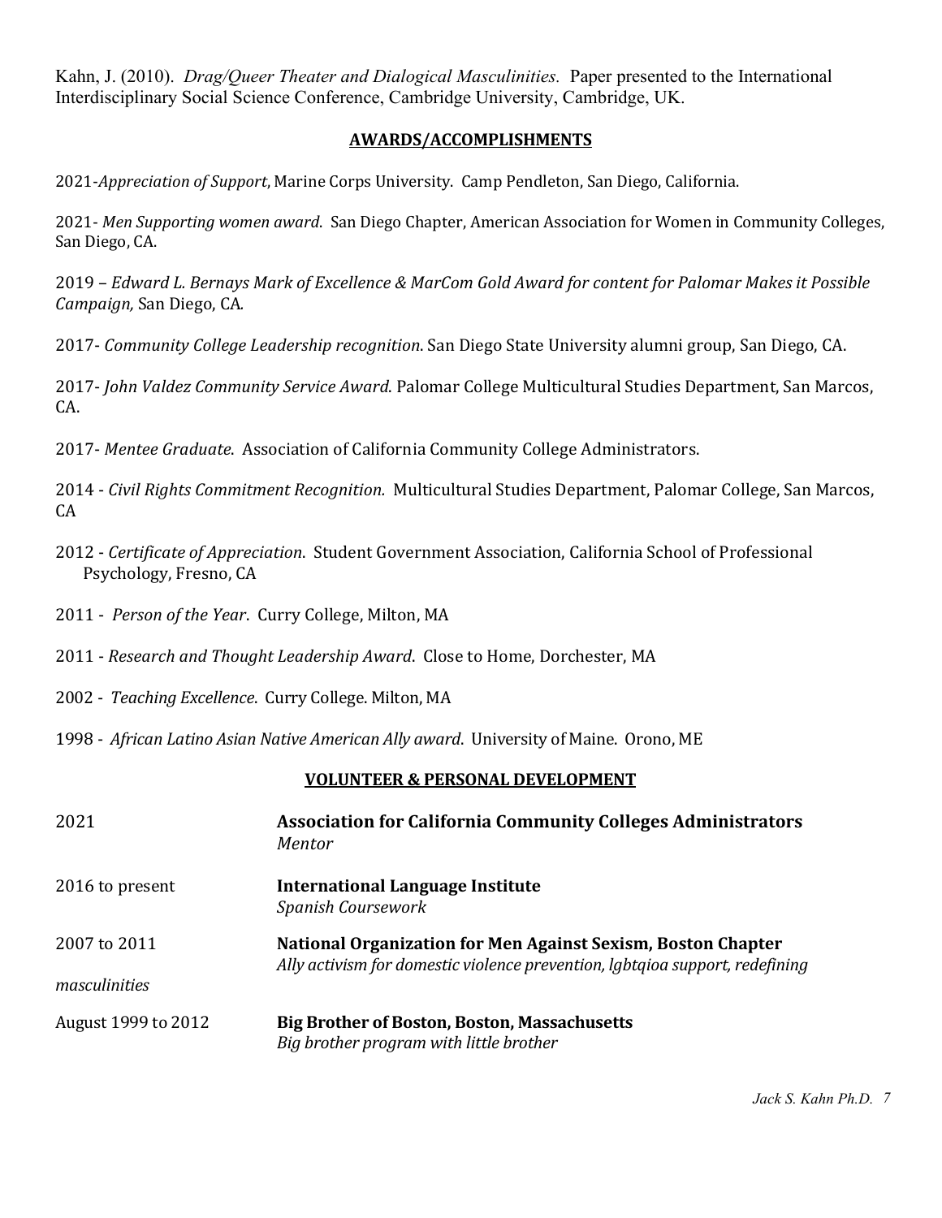Kahn, J. (2010). *Drag/Queer Theater and Dialogical Masculinities*. Paper presented to the International Interdisciplinary Social Science Conference, Cambridge University, Cambridge, UK.

## AWARDS/ACCOMPLISHMENTS

2021-*Appreciation of Support*, Marine Corps University. Camp Pendleton, San Diego, California.

2021- *Men Supporting women award*. San Diego Chapter, American Association for Women in Community Colleges, San Diego, CA.

2019 – *Edward L. Bernays Mark of Excellence & MarCom Gold Award for content for Palomar Makes it Possible Campaign,* San Diego, CA*.*

2017- *Community College Leadership recognition*. San Diego State University alumni group, San Diego, CA.

2017- *John Valdez Community Service Award*. Palomar College Multicultural Studies Department, San Marcos, CA.

2017- *Mentee Graduate*. Association of California Community College Administrators.

2014 - *Civil Rights Commitment Recognition.* Multicultural Studies Department, Palomar College, San Marcos, CA

2012 - *Certificate of Appreciation*. Student Government Association, California School of Professional Psychology, Fresno, CA

2011 - *Person of the Year*. Curry College, Milton, MA

2011 - *Research and Thought Leadership Award*. Close to Home, Dorchester, MA

2002 - *Teaching Excellence*. Curry College. Milton, MA

1998 - *African Latino Asian Native American Ally award*. University of Maine. Orono, ME

## VOLUNTEER & PERSONAL DEVELOPMENT

2021 — **Association for California Community Colleges Administrators**
*Mentor*

2016 to present — **International Language Institute**
*Spanish Coursework*

2007 to 2011 — **National Organization for Men Against Sexism, Boston Chapter**
*Ally activism for domestic violence prevention, lgbtqioa support, redefining masculinities*

August 1999 to 2012 — **Big Brother of Boston, Boston, Massachusetts**
*Big brother program with little brother*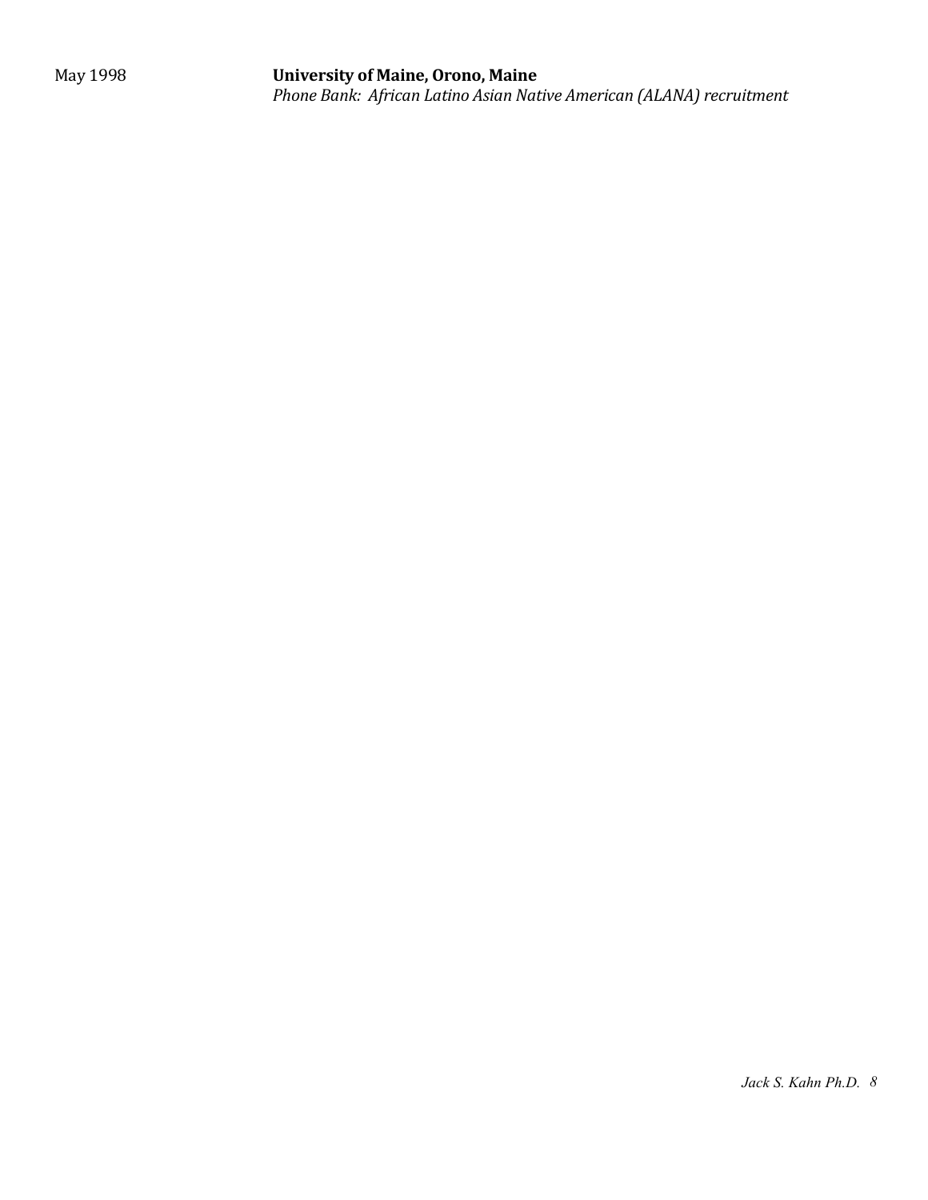May 1998 **University of Maine, Orono, Maine**
*Phone Bank: African Latino Asian Native American (ALANA) recruitment*